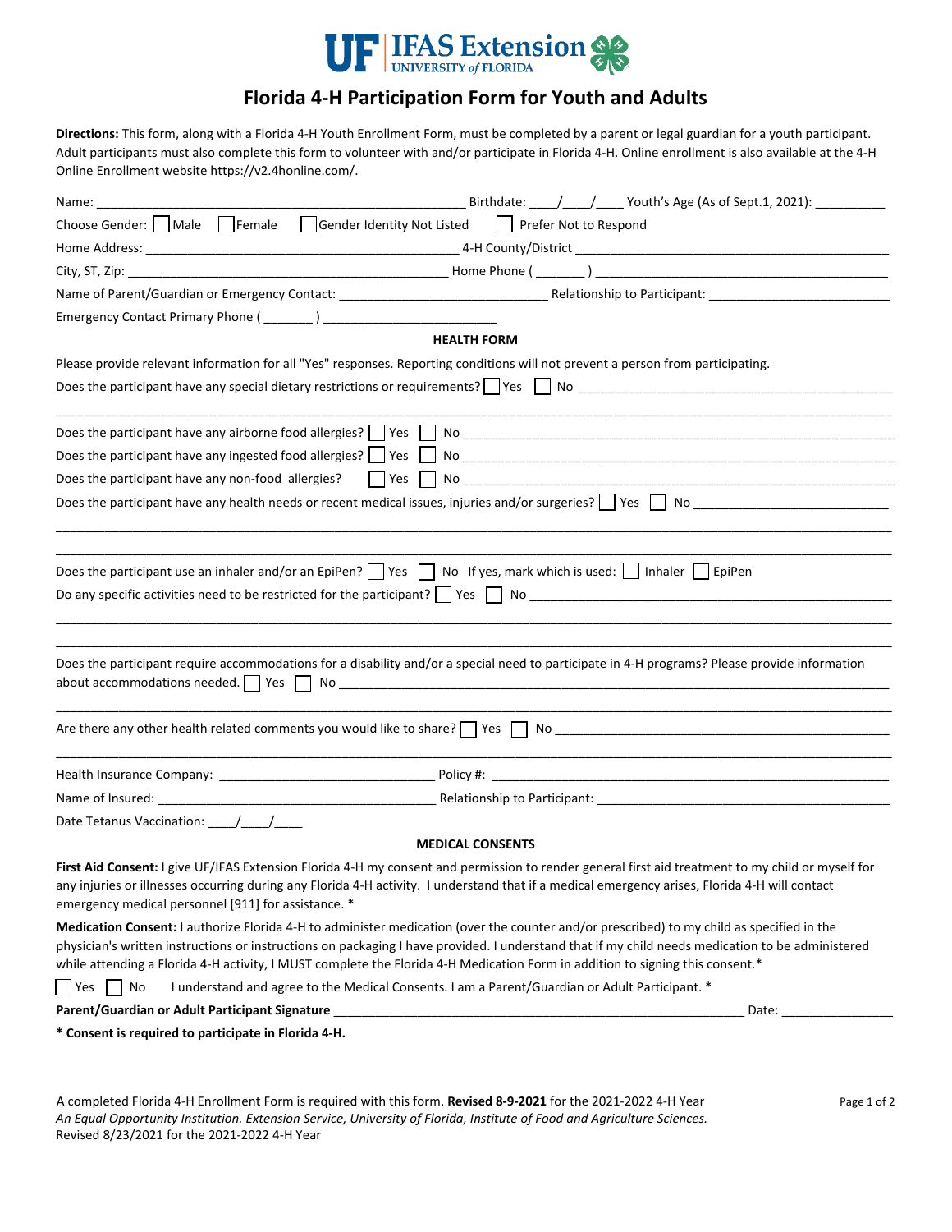UF | IFAS Extension UNIVERSITY of FLORIDA

# Florida 4-H Participation Form for Youth and Adults

**Directions:** This form, along with a Florida 4-H Youth Enrollment Form, must be completed by a parent or legal guardian for a youth participant. Adult participants must also complete this form to volunteer with and/or participate in Florida 4-H. Online enrollment is also available at the 4-H Online Enrollment website https://v2.4honline.com/.

Name: ______________________________________________ Birthdate: ____/____/____ Youth's Age (As of Sept.1, 2021): __________

Choose Gender: ☐ Male ☐ Female ☐ Gender Identity Not Listed ☐ Prefer Not to Respond

Home Address: ________________________________________ 4-H County/District ________________________________________

City, ST, Zip: ________________________________________ Home Phone ( _______ ) ________________________________________

Name of Parent/Guardian or Emergency Contact: ____________________________ Relationship to Participant: _________________________

Emergency Contact Primary Phone ( _______ ) _________________________

## HEALTH FORM

Please provide relevant information for all "Yes" responses. Reporting conditions will not prevent a person from participating.

Does the participant have any special dietary restrictions or requirements? ☐ Yes ☐ No ____________________________________________

____________________________________________________________________________________________________________

Does the participant have any airborne food allergies? ☐ Yes ☐ No ______________________________________________________

Does the participant have any ingested food allergies? ☐ Yes ☐ No ______________________________________________________

Does the participant have any non-food allergies? ☐ Yes ☐ No ______________________________________________________

Does the participant have any health needs or recent medical issues, injuries and/or surgeries? ☐ Yes ☐ No ___________________________

____________________________________________________________________________________________________________

____________________________________________________________________________________________________________

Does the participant use an inhaler and/or an EpiPen? ☐ Yes ☐ No If yes, mark which is used: ☐ Inhaler ☐ EpiPen

Do any specific activities need to be restricted for the participant? ☐ Yes ☐ No ____________________________________________

____________________________________________________________________________________________________________

____________________________________________________________________________________________________________

Does the participant require accommodations for a disability and/or a special need to participate in 4-H programs? Please provide information about accommodations needed. ☐ Yes ☐ No ________________________________________________________________

____________________________________________________________________________________________________________

Are there any other health related comments you would like to share? ☐ Yes ☐ No ____________________________________________

____________________________________________________________________________________________________________

Health Insurance Company: ______________________________ Policy #: ______________________________________________

Name of Insured: ________________________________________ Relationship to Participant: _________________________________

Date Tetanus Vaccination: ____/____/____

## MEDICAL CONSENTS

**First Aid Consent:** I give UF/IFAS Extension Florida 4-H my consent and permission to render general first aid treatment to my child or myself for any injuries or illnesses occurring during any Florida 4-H activity. I understand that if a medical emergency arises, Florida 4-H will contact emergency medical personnel [911] for assistance. *

**Medication Consent:** I authorize Florida 4-H to administer medication (over the counter and/or prescribed) to my child as specified in the physician's written instructions or instructions on packaging I have provided. I understand that if my child needs medication to be administered while attending a Florida 4-H activity, I MUST complete the Florida 4-H Medication Form in addition to signing this consent.*

☐ Yes ☐ No I understand and agree to the Medical Consents. I am a Parent/Guardian or Adult Participant. *

**Parent/Guardian or Adult Participant Signature** ____________________________________________________________ Date: ________________

**\* Consent is required to participate in Florida 4-H.**

A completed Florida 4-H Enrollment Form is required with this form. **Revised 8-9-2021** for the 2021-2022 4-H Year

*An Equal Opportunity Institution. Extension Service, University of Florida, Institute of Food and Agriculture Sciences.*

Revised 8/23/2021 for the 2021-2022 4-H Year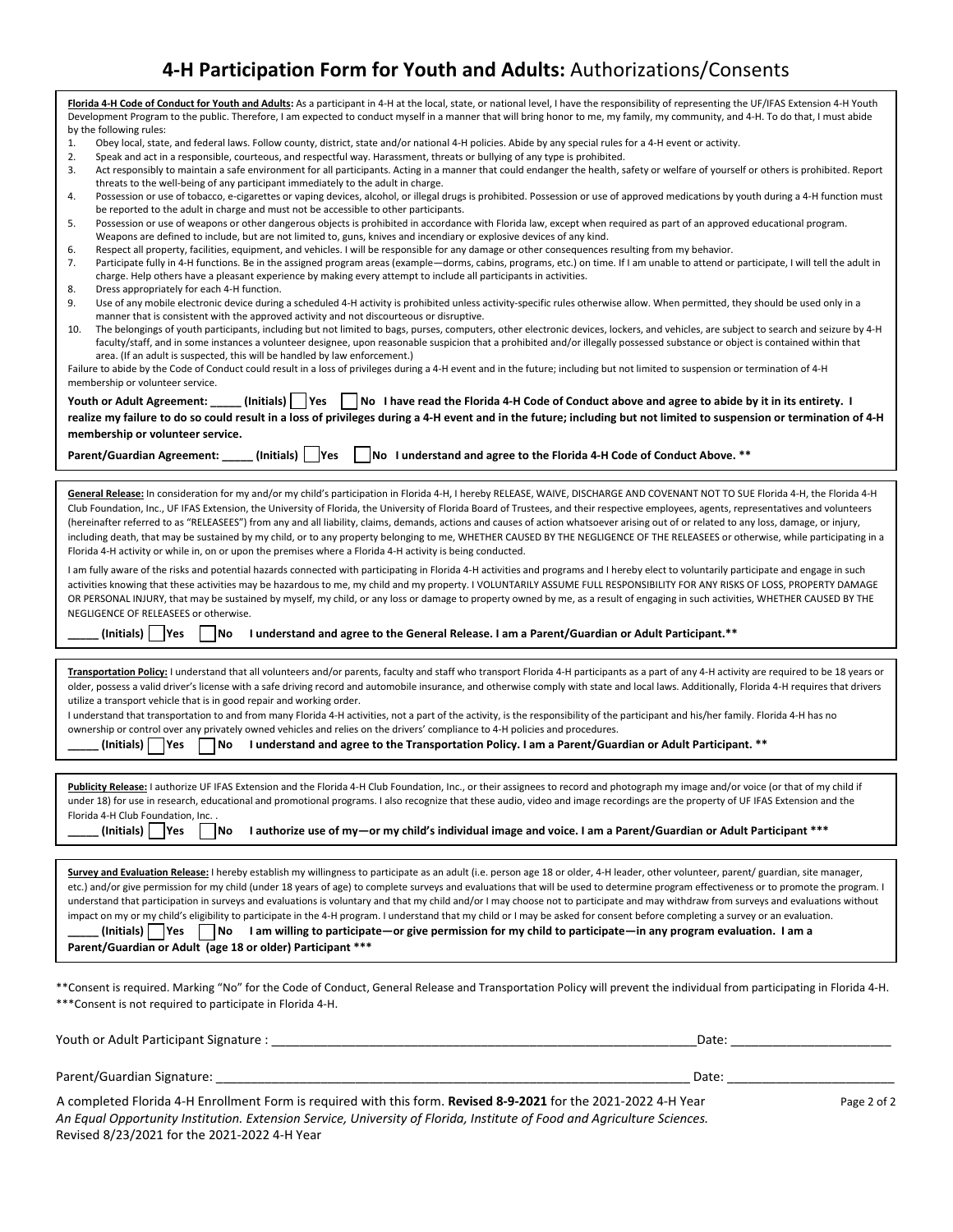# 4-H Participation Form for Youth and Adults: Authorizations/Consents

**Florida 4-H Code of Conduct for Youth and Adults:** As a participant in 4-H at the local, state, or national level, I have the responsibility of representing the UF/IFAS Extension 4-H Youth Development Program to the public. Therefore, I am expected to conduct myself in a manner that will bring honor to me, my family, my community, and 4-H. To do that, I must abide by the following rules:

1. Obey local, state, and federal laws. Follow county, district, state and/or national 4-H policies. Abide by any special rules for a 4-H event or activity.
2. Speak and act in a responsible, courteous, and respectful way. Harassment, threats or bullying of any type is prohibited.
3. Act responsibly to maintain a safe environment for all participants. Acting in a manner that could endanger the health, safety or welfare of yourself or others is prohibited. Report threats to the well-being of any participant immediately to the adult in charge.
4. Possession or use of tobacco, e-cigarettes or vaping devices, alcohol, or illegal drugs is prohibited. Possession or use of approved medications by youth during a 4-H function must be reported to the adult in charge and must not be accessible to other participants.
5. Possession or use of weapons or other dangerous objects is prohibited in accordance with Florida law, except when required as part of an approved educational program. Weapons are defined to include, but are not limited to, guns, knives and incendiary or explosive devices of any kind.
6. Respect all property, facilities, equipment, and vehicles. I will be responsible for any damage or other consequences resulting from my behavior.
7. Participate fully in 4-H functions. Be in the assigned program areas (example—dorms, cabins, programs, etc.) on time. If I am unable to attend or participate, I will tell the adult in charge. Help others have a pleasant experience by making every attempt to include all participants in activities.
8. Dress appropriately for each 4-H function.
9. Use of any mobile electronic device during a scheduled 4-H activity is prohibited unless activity-specific rules otherwise allow. When permitted, they should be used only in a manner that is consistent with the approved activity and not discourteous or disruptive.
10. The belongings of youth participants, including but not limited to bags, purses, computers, other electronic devices, lockers, and vehicles, are subject to search and seizure by 4-H faculty/staff, and in some instances a volunteer designee, upon reasonable suspicion that a prohibited and/or illegally possessed substance or object is contained within that area. (If an adult is suspected, this will be handled by law enforcement.)

Failure to abide by the Code of Conduct could result in a loss of privileges during a 4-H event and in the future; including but not limited to suspension or termination of 4-H membership or volunteer service.

**Youth or Adult Agreement: _____ (Initials) ☐ Yes ☐ No I have read the Florida 4-H Code of Conduct above and agree to abide by it in its entirety. I realize my failure to do so could result in a loss of privileges during a 4-H event and in the future; including but not limited to suspension or termination of 4-H membership or volunteer service.**

**Parent/Guardian Agreement: _____ (Initials) ☐ Yes ☐ No I understand and agree to the Florida 4-H Code of Conduct Above. ****

**General Release:** In consideration for my and/or my child's participation in Florida 4-H, I hereby RELEASE, WAIVE, DISCHARGE AND COVENANT NOT TO SUE Florida 4-H, the Florida 4-H Club Foundation, Inc., UF IFAS Extension, the University of Florida, the University of Florida Board of Trustees, and their respective employees, agents, representatives and volunteers (hereinafter referred to as "RELEASEES") from any and all liability, claims, demands, actions and causes of action whatsoever arising out of or related to any loss, damage, or injury, including death, that may be sustained by my child, or to any property belonging to me, WHETHER CAUSED BY THE NEGLIGENCE OF THE RELEASEES or otherwise, while participating in a Florida 4-H activity or while in, on or upon the premises where a Florida 4-H activity is being conducted.

I am fully aware of the risks and potential hazards connected with participating in Florida 4-H activities and programs and I hereby elect to voluntarily participate and engage in such activities knowing that these activities may be hazardous to me, my child and my property. I VOLUNTARILY ASSUME FULL RESPONSIBILITY FOR ANY RISKS OF LOSS, PROPERTY DAMAGE OR PERSONAL INJURY, that may be sustained by myself, my child, or any loss or damage to property owned by me, as a result of engaging in such activities, WHETHER CAUSED BY THE NEGLIGENCE OF RELEASEES or otherwise.

**_____ (Initials) ☐ Yes ☐ No I understand and agree to the General Release. I am a Parent/Guardian or Adult Participant.****

**Transportation Policy:** I understand that all volunteers and/or parents, faculty and staff who transport Florida 4-H participants as a part of any 4-H activity are required to be 18 years or older, possess a valid driver's license with a safe driving record and automobile insurance, and otherwise comply with state and local laws. Additionally, Florida 4-H requires that drivers utilize a transport vehicle that is in good repair and working order.

I understand that transportation to and from many Florida 4-H activities, not a part of the activity, is the responsibility of the participant and his/her family. Florida 4-H has no ownership or control over any privately owned vehicles and relies on the drivers' compliance to 4-H policies and procedures.

**_____ (Initials) ☐ Yes ☐ No I understand and agree to the Transportation Policy. I am a Parent/Guardian or Adult Participant. ****

**Publicity Release:** I authorize UF IFAS Extension and the Florida 4-H Club Foundation, Inc., or their assignees to record and photograph my image and/or voice (or that of my child if under 18) for use in research, educational and promotional programs. I also recognize that these audio, video and image recordings are the property of UF IFAS Extension and the Florida 4-H Club Foundation, Inc. .

**_____ (Initials) ☐ Yes ☐ No I authorize use of my—or my child's individual image and voice. I am a Parent/Guardian or Adult Participant *****

**Survey and Evaluation Release:** I hereby establish my willingness to participate as an adult (i.e. person age 18 or older, 4-H leader, other volunteer, parent/ guardian, site manager, etc.) and/or give permission for my child (under 18 years of age) to complete surveys and evaluations that will be used to determine program effectiveness or to promote the program. I understand that participation in surveys and evaluations is voluntary and that my child and/or I may choose not to participate and may withdraw from surveys and evaluations without impact on my or my child's eligibility to participate in the 4-H program. I understand that my child or I may be asked for consent before completing a survey or an evaluation.

**_____ (Initials) ☐ Yes ☐ No I am willing to participate—or give permission for my child to participate—in any program evaluation. I am a Parent/Guardian or Adult (age 18 or older) Participant *****

**Consent is required. Marking "No" for the Code of Conduct, General Release and Transportation Policy will prevent the individual from participating in Florida 4-H.

***Consent is not required to participate in Florida 4-H.

Youth or Adult Participant Signature : _______________________________________________ Date: ____________________

Parent/Guardian Signature: _______________________________________________ Date: ____________________

A completed Florida 4-H Enrollment Form is required with this form. **Revised 8-9-2021** for the 2021-2022 4-H Year

*An Equal Opportunity Institution. Extension Service, University of Florida, Institute of Food and Agriculture Sciences.*

Revised 8/23/2021 for the 2021-2022 4-H Year